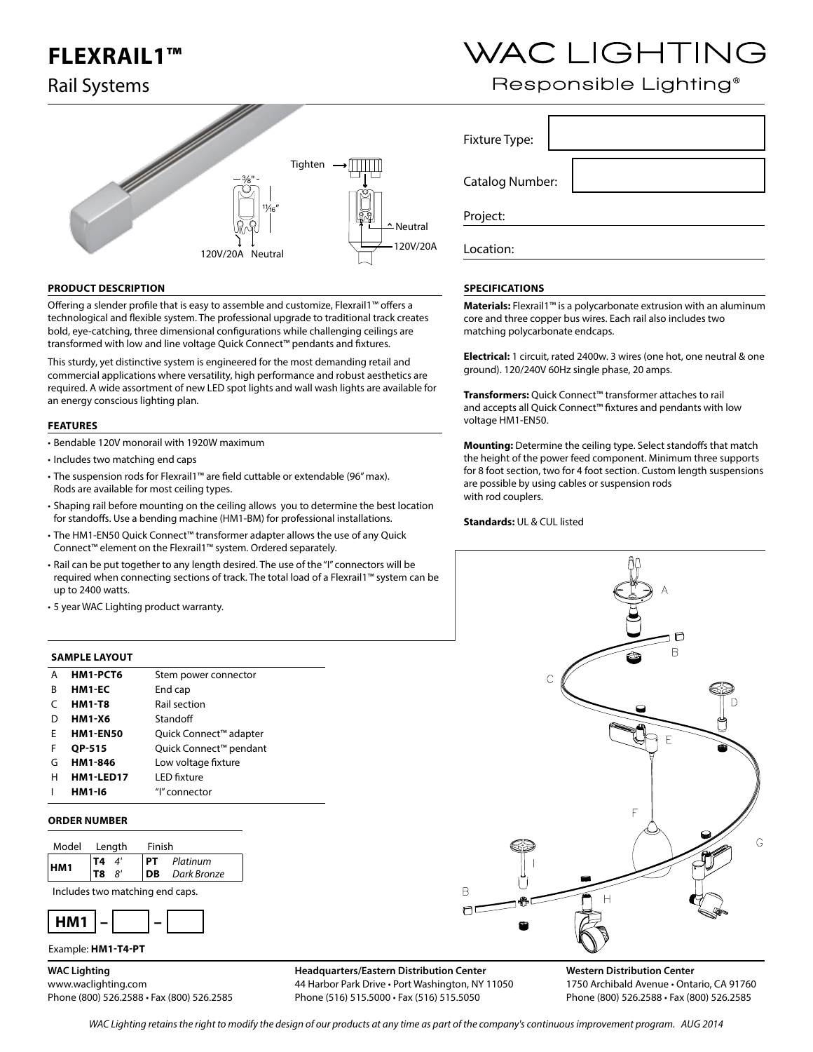# FLEXRAIL1™

## Rail Systems

WAC LIGHTING

Responsible Lighting®

Tighten

3⁄8"

11⁄16"

120V/20A Neutral

Neutral

120V/20A

Fixture Type:

Catalog Number:

Project:

Location:

### PRODUCT DESCRIPTION

Offering a slender profile that is easy to assemble and customize, Flexrail1™ offers a technological and flexible system. The professional upgrade to traditional track creates bold, eye-catching, three dimensional configurations while challenging ceilings are transformed with low and line voltage Quick Connect™ pendants and fixtures.

This sturdy, yet distinctive system is engineered for the most demanding retail and commercial applications where versatility, high performance and robust aesthetics are required. A wide assortment of new LED spot lights and wall wash lights are available for an energy conscious lighting plan.

### FEATURES

- Bendable 120V monorail with 1920W maximum
- Includes two matching end caps
- The suspension rods for Flexrail1™ are field cuttable or extendable (96" max). Rods are available for most ceiling types.
- Shaping rail before mounting on the ceiling allows you to determine the best location for standoffs. Use a bending machine (HM1-BM) for professional installations.
- The HM1-EN50 Quick Connect™ transformer adapter allows the use of any Quick Connect™ element on the Flexrail1™ system. Ordered separately.
- Rail can be put together to any length desired. The use of the "I" connectors will be required when connecting sections of track. The total load of a Flexrail1™ system can be up to 2400 watts.
- 5 year WAC Lighting product warranty.

### SPECIFICATIONS

**Materials:** Flexrail1™ is a polycarbonate extrusion with an aluminum core and three copper bus wires. Each rail also includes two matching polycarbonate endcaps.

**Electrical:** 1 circuit, rated 2400w. 3 wires (one hot, one neutral & one ground). 120/240V 60Hz single phase, 20 amps.

**Transformers:** Quick Connect™ transformer attaches to rail and accepts all Quick Connect™ fixtures and pendants with low voltage HM1-EN50.

**Mounting:** Determine the ceiling type. Select standoffs that match the height of the power feed component. Minimum three supports for 8 foot section, two for 4 foot section. Custom length suspensions are possible by using cables or suspension rods with rod couplers.

**Standards:** UL & CUL listed

### SAMPLE LAYOUT

| | | |
|---|---|---|
| A | **HM1-PCT6** | Stem power connector |
| B | **HM1-EC** | End cap |
| C | **HM1-T8** | Rail section |
| D | **HM1-X6** | Standoff |
| E | **HM1-EN50** | Quick Connect™ adapter |
| F | **QP-515** | Quick Connect™ pendant |
| G | **HM1-846** | Low voltage fixture |
| H | **HM1-LED17** | LED fixture |
| I | **HM1-I6** | "I" connector |

### ORDER NUMBER

| Model | Length | Finish |
|---|---|---|
| **HM1** | **T4** *4'* | **PT** *Platinum* |
| | **T8** *8'* | **DB** *Dark Bronze* |

Includes two matching end caps.

**HM1** – ____ – ____

Example: **HM1-T4-PT**

**WAC Lighting**
www.waclighting.com
Phone (800) 526.2588 • Fax (800) 526.2585

**Headquarters/Eastern Distribution Center**
44 Harbor Park Drive • Port Washington, NY 11050
Phone (516) 515.5000 • Fax (516) 515.5050

**Western Distribution Center**
1750 Archibald Avenue • Ontario, CA 91760
Phone (800) 526.2588 • Fax (800) 526.2585

*WAC Lighting retains the right to modify the design of our products at any time as part of the company's continuous improvement program. AUG 2014*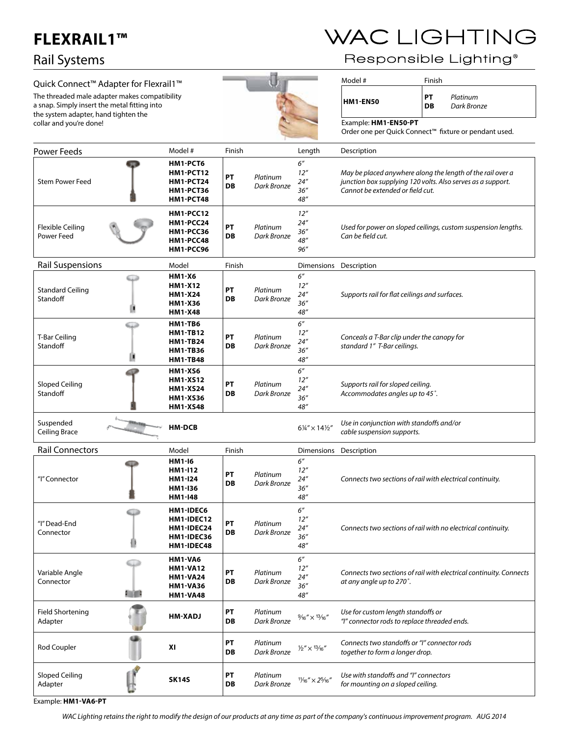# FLEXRAIL1™

## Rail Systems

WAC LIGHTING
Responsible Lighting®

### Quick Connect™ Adapter for Flexrail1™

The threaded male adapter makes compatibility a snap. Simply insert the metal fitting into the system adapter, hand tighten the collar and you're done!

| Model # | Finish | |
|---|---|---|
| **HM1-EN50** | **PT** | *Platinum* |
| | **DB** | *Dark Bronze* |

Example: **HM1-EN50-PT**
Order one per Quick Connect™ fixture or pendant used.

| Power Feeds | Model # | Finish | | Length | Description |
|---|---|---|---|---|---|
| Stem Power Feed | **HM1-PCT6**<br>**HM1-PCT12**<br>**HM1-PCT24**<br>**HM1-PCT36**<br>**HM1-PCT48** | **PT**<br>**DB** | *Platinum*<br>*Dark Bronze* | *6″*<br>*12″*<br>*24″*<br>*36″*<br>*48″* | *May be placed anywhere along the length of the rail over a junction box supplying 120 volts. Also serves as a support. Cannot be extended or field cut.* |
| Flexible Ceiling Power Feed | **HM1-PCC12**<br>**HM1-PCC24**<br>**HM1-PCC36**<br>**HM1-PCC48**<br>**HM1-PCC96** | **PT**<br>**DB** | *Platinum*<br>*Dark Bronze* | *12″*<br>*24″*<br>*36″*<br>*48″*<br>*96″* | *Used for power on sloped ceilings, custom suspension lengths. Can be field cut.* |

| Rail Suspensions | Model | Finish | | Dimensions | Description |
|---|---|---|---|---|---|
| Standard Ceiling Standoff | **HM1-X6**<br>**HM1-X12**<br>**HM1-X24**<br>**HM1-X36**<br>**HM1-X48** | **PT**<br>**DB** | *Platinum*<br>*Dark Bronze* | *6″*<br>*12″*<br>*24″*<br>*36″*<br>*48″* | *Supports rail for flat ceilings and surfaces.* |
| T-Bar Ceiling Standoff | **HM1-TB6**<br>**HM1-TB12**<br>**HM1-TB24**<br>**HM1-TB36**<br>**HM1-TB48** | **PT**<br>**DB** | *Platinum*<br>*Dark Bronze* | *6″*<br>*12″*<br>*24″*<br>*36″*<br>*48″* | *Conceals a T-Bar clip under the canopy for standard 1″ T-Bar ceilings.* |
| Sloped Ceiling Standoff | **HM1-XS6**<br>**HM1-XS12**<br>**HM1-XS24**<br>**HM1-XS36**<br>**HM1-XS48** | **PT**<br>**DB** | *Platinum*<br>*Dark Bronze* | *6″*<br>*12″*<br>*24″*<br>*36″*<br>*48″* | *Supports rail for sloped ceiling. Accommodates angles up to 45˚.* |
| Suspended Ceiling Brace | **HM-DCB** | | | 6¼″ × 14½″ | *Use in conjunction with standoffs and/or cable suspension supports.* |

| Rail Connectors | Model | Finish | | Dimensions | Description |
|---|---|---|---|---|---|
| "I" Connector | **HM1-I6**<br>**HM1-I12**<br>**HM1-I24**<br>**HM1-I36**<br>**HM1-I48** | **PT**<br>**DB** | *Platinum*<br>*Dark Bronze* | *6″*<br>*12″*<br>*24″*<br>*36″*<br>*48″* | *Connects two sections of rail with electrical continuity.* |
| "I" Dead-End Connector | **HM1-IDEC6**<br>**HM1-IDEC12**<br>**HM1-IDEC24**<br>**HM1-IDEC36**<br>**HM1-IDEC48** | **PT**<br>**DB** | *Platinum*<br>*Dark Bronze* | *6″*<br>*12″*<br>*24″*<br>*36″*<br>*48″* | *Connects two sections of rail with no electrical continuity.* |
| Variable Angle Connector | **HM1-VA6**<br>**HM1-VA12**<br>**HM1-VA24**<br>**HM1-VA36**<br>**HM1-VA48** | **PT**<br>**DB** | *Platinum*<br>*Dark Bronze* | *6″*<br>*12″*<br>*24″*<br>*36″*<br>*48″* | *Connects two sections of rail with electrical continuity. Connects at any angle up to 270˚.* |
| Field Shortening Adapter | **HM-XADJ** | **PT**<br>**DB** | *Platinum*<br>*Dark Bronze* | *9⁄16″ × 13⁄16″* | *Use for custom length standoffs or "I" connector rods to replace threaded ends.* |
| Rod Coupler | **XI** | **PT**<br>**DB** | *Platinum*<br>*Dark Bronze* | *½″ × 13⁄16″* | *Connects two standoffs or "I" connector rods together to form a longer drop.* |
| Sloped Ceiling Adapter | **SK14S** | **PT**<br>**DB** | *Platinum*<br>*Dark Bronze* | *11⁄16″ × 25⁄16″* | *Use with standoffs and "I" connectors for mounting on a sloped ceiling.* |

Example: **HM1-VA6-PT**

*WAC Lighting retains the right to modify the design of our products at any time as part of the company's continuous improvement program. AUG 2014*